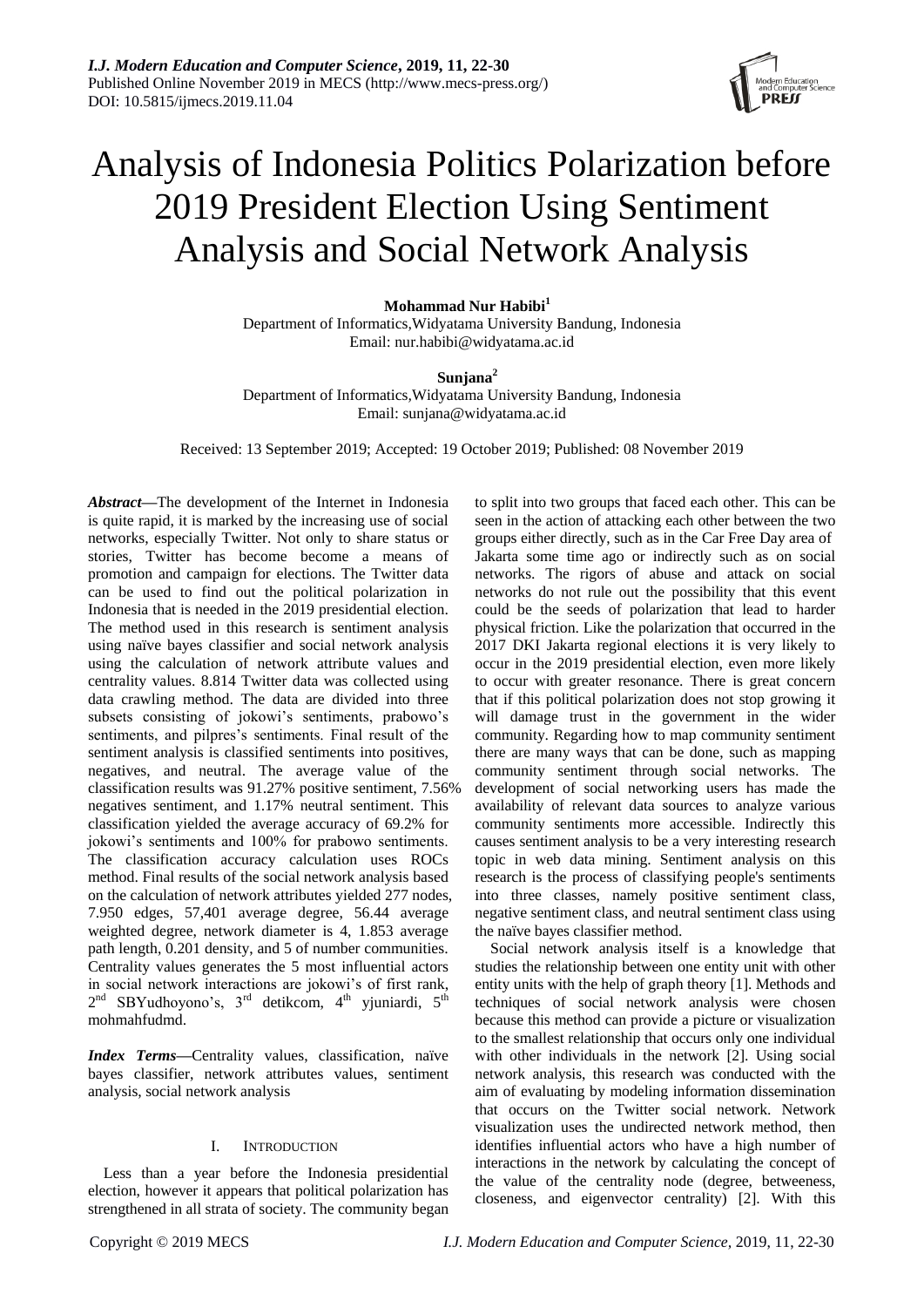# Analysis of Indonesia Politics Polarization before 2019 President Election Using Sentiment Analysis and Social Network Analysis

**Mohammad Nur Habibi**[1]
Department of Informatics,Widyatama University Bandung, Indonesia
Email: nur.habibi@widyatama.ac.id

**Sunjana**[2]
Department of Informatics,Widyatama University Bandung, Indonesia
Email: sunjana@widyatama.ac.id

Received: 13 September 2019; Accepted: 19 October 2019; Published: 08 November 2019

***Abstract*—**The development of the Internet in Indonesia is quite rapid, it is marked by the increasing use of social networks, especially Twitter. Not only to share status or stories, Twitter has become become a means of promotion and campaign for elections. The Twitter data can be used to find out the political polarization in Indonesia that is needed in the 2019 presidential election. The method used in this research is sentiment analysis using naïve bayes classifier and social network analysis using the calculation of network attribute values and centrality values. 8.814 Twitter data was collected using data crawling method. The data are divided into three subsets consisting of jokowi's sentiments, prabowo's sentiments, and pilpres's sentiments. Final result of the sentiment analysis is classified sentiments into positives, negatives, and neutral. The average value of the classification results was 91.27% positive sentiment, 7.56% negatives sentiment, and 1.17% neutral sentiment. This classification yielded the average accuracy of 69.2% for jokowi's sentiments and 100% for prabowo sentiments. The classification accuracy calculation uses ROCs method. Final results of the social network analysis based on the calculation of network attributes yielded 277 nodes, 7.950 edges, 57,401 average degree, 56.44 average weighted degree, network diameter is 4, 1.853 average path length, 0.201 density, and 5 of number communities. Centrality values generates the 5 most influential actors in social network interactions are jokowi's of first rank, 2nd SBYudhoyono's, 3rd detikcom, 4th yjuniardi, 5th mohmahfudmd.

***Index Terms*—**Centrality values, classification, naïve bayes classifier, network attributes values, sentiment analysis, social network analysis

## I. Introduction

Less than a year before the Indonesia presidential election, however it appears that political polarization has strengthened in all strata of society. The community began to split into two groups that faced each other. This can be seen in the action of attacking each other between the two groups either directly, such as in the Car Free Day area of Jakarta some time ago or indirectly such as on social networks. The rigors of abuse and attack on social networks do not rule out the possibility that this event could be the seeds of polarization that lead to harder physical friction. Like the polarization that occurred in the 2017 DKI Jakarta regional elections it is very likely to occur in the 2019 presidential election, even more likely to occur with greater resonance. There is great concern that if this political polarization does not stop growing it will damage trust in the government in the wider community. Regarding how to map community sentiment there are many ways that can be done, such as mapping community sentiment through social networks. The development of social networking users has made the availability of relevant data sources to analyze various community sentiments more accessible. Indirectly this causes sentiment analysis to be a very interesting research topic in web data mining. Sentiment analysis on this research is the process of classifying people's sentiments into three classes, namely positive sentiment class, negative sentiment class, and neutral sentiment class using the naïve bayes classifier method.

Social network analysis itself is a knowledge that studies the relationship between one entity unit with other entity units with the help of graph theory [1]. Methods and techniques of social network analysis were chosen because this method can provide a picture or visualization to the smallest relationship that occurs only one individual with other individuals in the network [2]. Using social network analysis, this research was conducted with the aim of evaluating by modeling information dissemination that occurs on the Twitter social network. Network visualization uses the undirected network method, then identifies influential actors who have a high number of interactions in the network by calculating the concept of the value of the centrality node (degree, betweeness, closeness, and eigenvector centrality) [2]. With this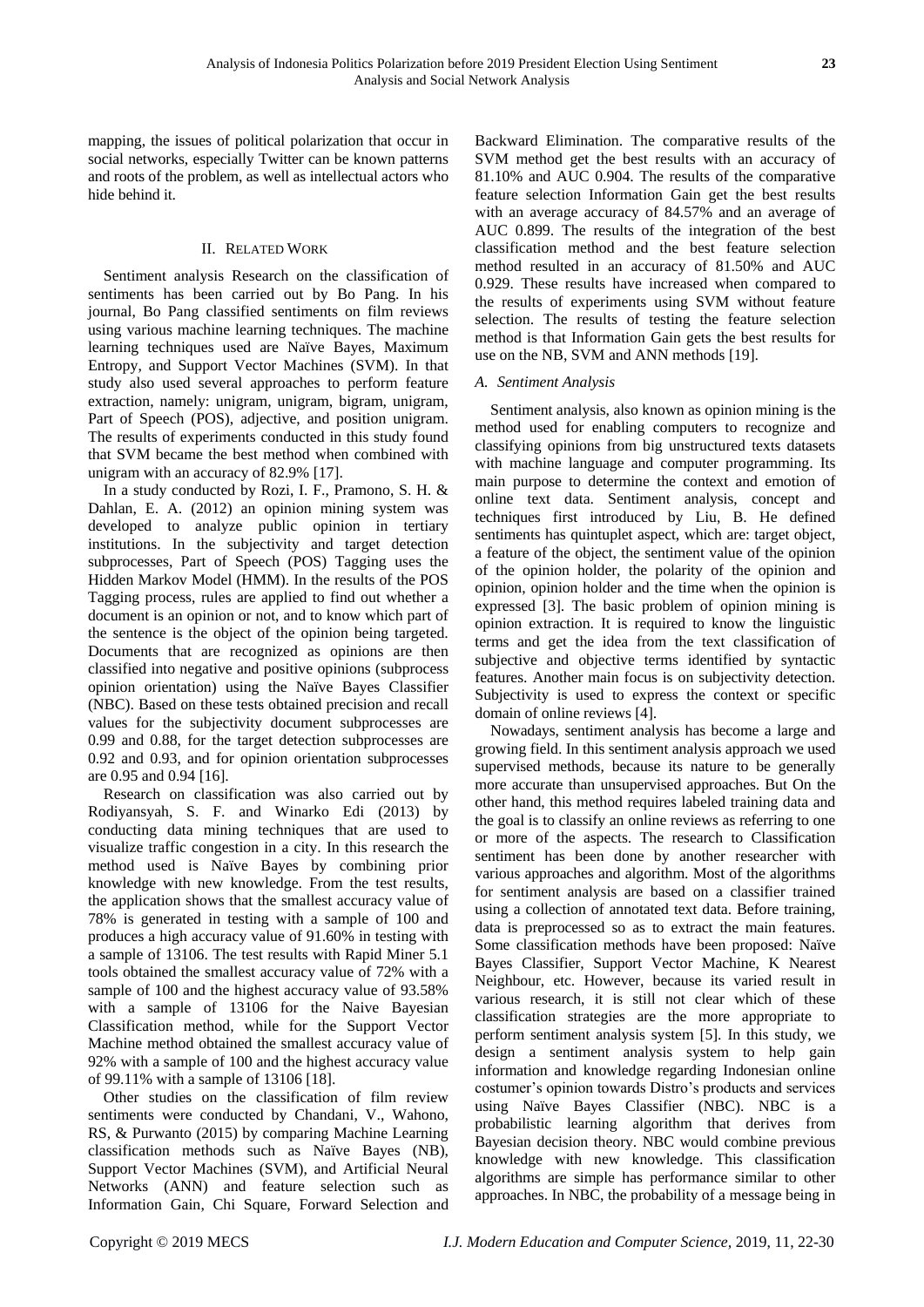mapping, the issues of political polarization that occur in social networks, especially Twitter can be known patterns and roots of the problem, as well as intellectual actors who hide behind it.

## II. Related Work

Sentiment analysis Research on the classification of sentiments has been carried out by Bo Pang. In his journal, Bo Pang classified sentiments on film reviews using various machine learning techniques. The machine learning techniques used are Naïve Bayes, Maximum Entropy, and Support Vector Machines (SVM). In that study also used several approaches to perform feature extraction, namely: unigram, unigram, bigram, unigram, Part of Speech (POS), adjective, and position unigram. The results of experiments conducted in this study found that SVM became the best method when combined with unigram with an accuracy of 82.9% [17].

In a study conducted by Rozi, I. F., Pramono, S. H. & Dahlan, E. A. (2012) an opinion mining system was developed to analyze public opinion in tertiary institutions. In the subjectivity and target detection subprocesses, Part of Speech (POS) Tagging uses the Hidden Markov Model (HMM). In the results of the POS Tagging process, rules are applied to find out whether a document is an opinion or not, and to know which part of the sentence is the object of the opinion being targeted. Documents that are recognized as opinions are then classified into negative and positive opinions (subprocess opinion orientation) using the Naïve Bayes Classifier (NBC). Based on these tests obtained precision and recall values for the subjectivity document subprocesses are 0.99 and 0.88, for the target detection subprocesses are 0.92 and 0.93, and for opinion orientation subprocesses are 0.95 and 0.94 [16].

Research on classification was also carried out by Rodiyansyah, S. F. and Winarko Edi (2013) by conducting data mining techniques that are used to visualize traffic congestion in a city. In this research the method used is Naïve Bayes by combining prior knowledge with new knowledge. From the test results, the application shows that the smallest accuracy value of 78% is generated in testing with a sample of 100 and produces a high accuracy value of 91.60% in testing with a sample of 13106. The test results with Rapid Miner 5.1 tools obtained the smallest accuracy value of 72% with a sample of 100 and the highest accuracy value of 93.58% with a sample of 13106 for the Naive Bayesian Classification method, while for the Support Vector Machine method obtained the smallest accuracy value of 92% with a sample of 100 and the highest accuracy value of 99.11% with a sample of 13106 [18].

Other studies on the classification of film review sentiments were conducted by Chandani, V., Wahono, RS, & Purwanto (2015) by comparing Machine Learning classification methods such as Naïve Bayes (NB), Support Vector Machines (SVM), and Artificial Neural Networks (ANN) and feature selection such as Information Gain, Chi Square, Forward Selection and Backward Elimination. The comparative results of the SVM method get the best results with an accuracy of 81.10% and AUC 0.904. The results of the comparative feature selection Information Gain get the best results with an average accuracy of 84.57% and an average of AUC 0.899. The results of the integration of the best classification method and the best feature selection method resulted in an accuracy of 81.50% and AUC 0.929. These results have increased when compared to the results of experiments using SVM without feature selection. The results of testing the feature selection method is that Information Gain gets the best results for use on the NB, SVM and ANN methods [19].

### *A. Sentiment Analysis*

Sentiment analysis, also known as opinion mining is the method used for enabling computers to recognize and classifying opinions from big unstructured texts datasets with machine language and computer programming. Its main purpose to determine the context and emotion of online text data. Sentiment analysis, concept and techniques first introduced by Liu, B. He defined sentiments has quintuplet aspect, which are: target object, a feature of the object, the sentiment value of the opinion of the opinion holder, the polarity of the opinion and opinion, opinion holder and the time when the opinion is expressed [3]. The basic problem of opinion mining is opinion extraction. It is required to know the linguistic terms and get the idea from the text classification of subjective and objective terms identified by syntactic features. Another main focus is on subjectivity detection. Subjectivity is used to express the context or specific domain of online reviews [4].

Nowadays, sentiment analysis has become a large and growing field. In this sentiment analysis approach we used supervised methods, because its nature to be generally more accurate than unsupervised approaches. But On the other hand, this method requires labeled training data and the goal is to classify an online reviews as referring to one or more of the aspects. The research to Classification sentiment has been done by another researcher with various approaches and algorithm. Most of the algorithms for sentiment analysis are based on a classifier trained using a collection of annotated text data. Before training, data is preprocessed so as to extract the main features. Some classification methods have been proposed: Naïve Bayes Classifier, Support Vector Machine, K Nearest Neighbour, etc. However, because its varied result in various research, it is still not clear which of these classification strategies are the more appropriate to perform sentiment analysis system [5]. In this study, we design a sentiment analysis system to help gain information and knowledge regarding Indonesian online costumer's opinion towards Distro's products and services using Naïve Bayes Classifier (NBC). NBC is a probabilistic learning algorithm that derives from Bayesian decision theory. NBC would combine previous knowledge with new knowledge. This classification algorithms are simple has performance similar to other approaches. In NBC, the probability of a message being in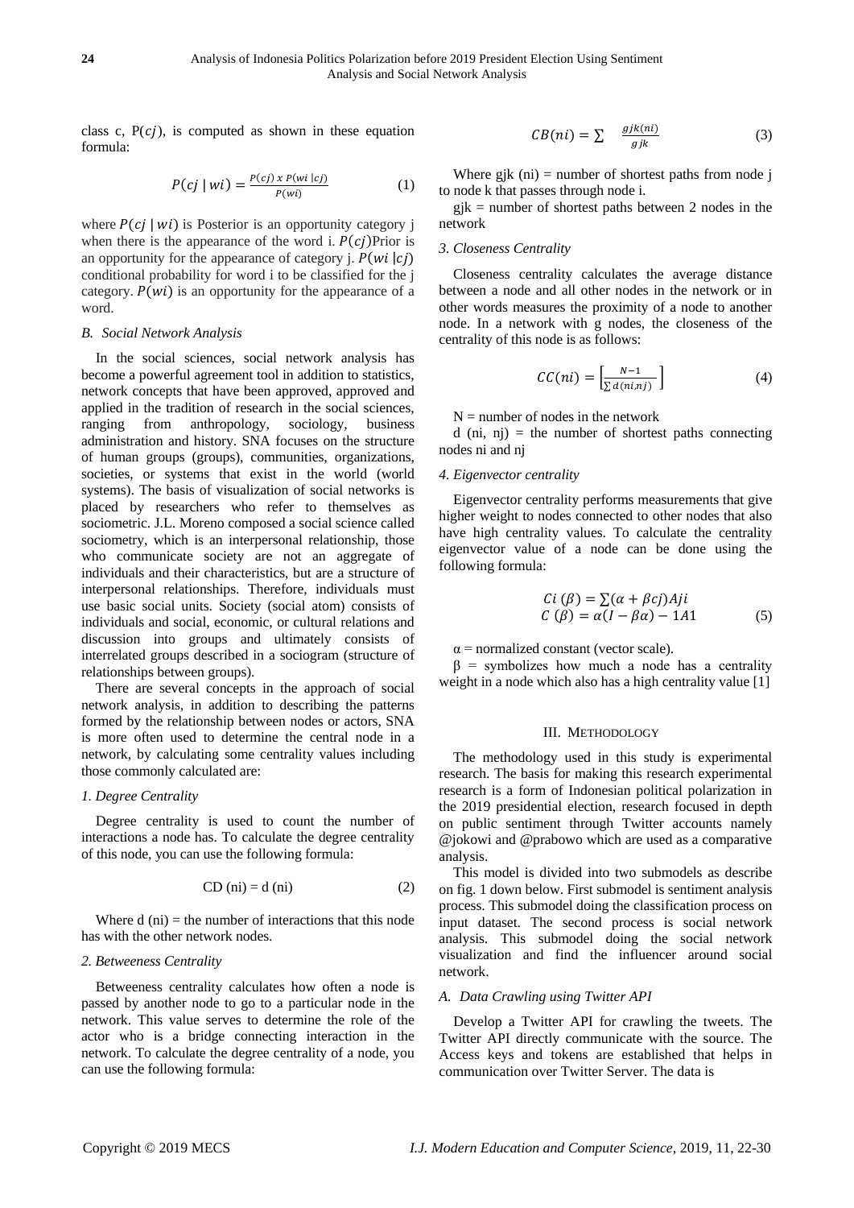class c, $P(cj)$, is computed as shown in these equation formula:

$$P(cj \mid wi) = \frac{P(cj) \ x \ P(wi \mid cj)}{P(wi)} \quad (1)$$

where $P(cj \mid wi)$ is Posterior is an opportunity category j when there is the appearance of the word i. $P(cj)$Prior is an opportunity for the appearance of category j. $P(wi \mid cj)$ conditional probability for word i to be classified for the j category. $P(wi)$ is an opportunity for the appearance of a word.

### *B. Social Network Analysis*

In the social sciences, social network analysis has become a powerful agreement tool in addition to statistics, network concepts that have been approved, approved and applied in the tradition of research in the social sciences, ranging from anthropology, sociology, business administration and history. SNA focuses on the structure of human groups (groups), communities, organizations, societies, or systems that exist in the world (world systems). The basis of visualization of social networks is placed by researchers who refer to themselves as sociometric. J.L. Moreno composed a social science called sociometry, which is an interpersonal relationship, those who communicate society are not an aggregate of individuals and their characteristics, but are a structure of interpersonal relationships. Therefore, individuals must use basic social units. Society (social atom) consists of individuals and social, economic, or cultural relations and discussion into groups and ultimately consists of interrelated groups described in a sociogram (structure of relationships between groups).

There are several concepts in the approach of social network analysis, in addition to describing the patterns formed by the relationship between nodes or actors, SNA is more often used to determine the central node in a network, by calculating some centrality values including those commonly calculated are:

#### *1. Degree Centrality*

Degree centrality is used to count the number of interactions a node has. To calculate the degree centrality of this node, you can use the following formula:

$$CD\ (ni) = d\ (ni) \quad (2)$$

Where d (ni) = the number of interactions that this node has with the other network nodes.

#### *2. Betweeness Centrality*

Betweeness centrality calculates how often a node is passed by another node to go to a particular node in the network. This value serves to determine the role of the actor who is a bridge connecting interaction in the network. To calculate the degree centrality of a node, you can use the following formula:

$$CB(ni) = \sum \frac{gjk(ni)}{gjk} \quad (3)$$

Where gjk (ni) = number of shortest paths from node j to node k that passes through node i.

gjk = number of shortest paths between 2 nodes in the network

#### *3. Closeness Centrality*

Closeness centrality calculates the average distance between a node and all other nodes in the network or in other words measures the proximity of a node to another node. In a network with g nodes, the closeness of the centrality of this node is as follows:

$$CC(ni) = \left[\frac{N-1}{\sum d(ni,nj)}\right] \quad (4)$$

N = number of nodes in the network

d (ni, nj) = the number of shortest paths connecting nodes ni and nj

#### *4. Eigenvector centrality*

Eigenvector centrality performs measurements that give higher weight to nodes connected to other nodes that also have high centrality values. To calculate the centrality eigenvector value of a node can be done using the following formula:

$$Ci\ (\beta) = \sum(\alpha + \beta cj)Aji$$
$$C\ (\beta) = \alpha(I - \beta\alpha) - 1A1 \quad (5)$$

$\alpha$ = normalized constant (vector scale).

$\beta$ = symbolizes how much a node has a centrality weight in a node which also has a high centrality value [1]

## III. Methodology

The methodology used in this study is experimental research. The basis for making this research experimental research is a form of Indonesian political polarization in the 2019 presidential election, research focused in depth on public sentiment through Twitter accounts namely @jokowi and @prabowo which are used as a comparative analysis.

This model is divided into two submodels as describe on fig. 1 down below. First submodel is sentiment analysis process. This submodel doing the classification process on input dataset. The second process is social network analysis. This submodel doing the social network visualization and find the influencer around social network.

### *A. Data Crawling using Twitter API*

Develop a Twitter API for crawling the tweets. The Twitter API directly communicate with the source. The Access keys and tokens are established that helps in communication over Twitter Server. The data is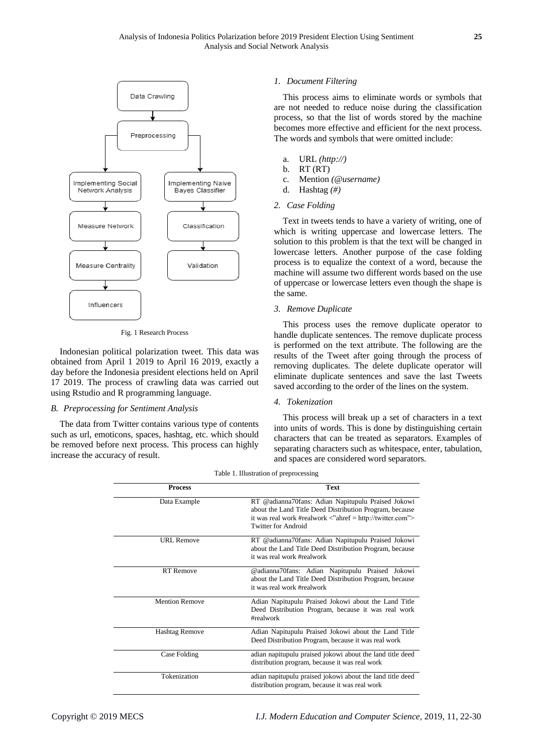Fig. 1 Research Process

Indonesian political polarization tweet. This data was obtained from April 1 2019 to April 16 2019, exactly a day before the Indonesia president elections held on April 17 2019. The process of crawling data was carried out using Rstudio and R programming language.

### *B. Preprocessing for Sentiment Analysis*

The data from Twitter contains various type of contents such as url, emoticons, spaces, hashtag, etc. which should be removed before next process. This process can highly increase the accuracy of result.

#### *1. Document Filtering*

This process aims to eliminate words or symbols that are not needed to reduce noise during the classification process, so that the list of words stored by the machine becomes more effective and efficient for the next process. The words and symbols that were omitted include:

a. URL *(http://)*
b. RT (RT)
c. Mention *(@username)*
d. Hashtag *(#)*

#### *2. Case Folding*

Text in tweets tends to have a variety of writing, one of which is writing uppercase and lowercase letters. The solution to this problem is that the text will be changed in lowercase letters. Another purpose of the case folding process is to equalize the context of a word, because the machine will assume two different words based on the use of uppercase or lowercase letters even though the shape is the same.

#### *3. Remove Duplicate*

This process uses the remove duplicate operator to handle duplicate sentences. The remove duplicate process is performed on the text attribute. The following are the results of the Tweet after going through the process of removing duplicates. The delete duplicate operator will eliminate duplicate sentences and save the last Tweets saved according to the order of the lines on the system.

#### *4. Tokenization*

This process will break up a set of characters in a text into units of words. This is done by distinguishing certain characters that can be treated as separators. Examples of separating characters such as whitespace, enter, tabulation, and spaces are considered word separators.

Table 1. Illustration of preprocessing

| Process | Text |
|---|---|
| Data Example | RT @adianna70fans: Adian Napitupulu Praised Jokowi about the Land Title Deed Distribution Program, because it was real work #realwork <"ahref = http://twitter.com"> Twitter for Android |
| URL Remove | RT @adianna70fans: Adian Napitupulu Praised Jokowi about the Land Title Deed Distribution Program, because it was real work #realwork |
| RT Remove | @adianna70fans: Adian Napitupulu Praised Jokowi about the Land Title Deed Distribution Program, because it was real work #realwork |
| Mention Remove | Adian Napitupulu Praised Jokowi about the Land Title Deed Distribution Program, because it was real work #realwork |
| Hashtag Remove | Adian Napitupulu Praised Jokowi about the Land Title Deed Distribution Program, because it was real work |
| Case Folding | adian napitupulu praised jokowi about the land title deed distribution program, because it was real work |
| Tokenization | adian napitupulu praised jokowi about the land title deed distribution program, because it was real work |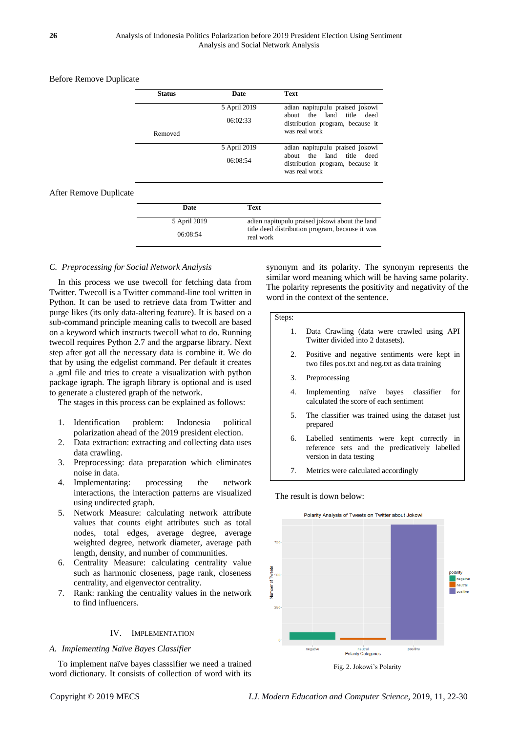Before Remove Duplicate

| Status | Date | Text |
|---|---|---|
| Removed | 5 April 2019 06:02:33 | adian napitupulu praised jokowi about the land title deed distribution program, because it was real work |
| | 5 April 2019 06:08:54 | adian napitupulu praised jokowi about the land title deed distribution program, because it was real work |

After Remove Duplicate

| Date | Text |
|---|---|
| 5 April 2019 06:08:54 | adian napitupulu praised jokowi about the land title deed distribution program, because it was real work |

### *C. Preprocessing for Social Network Analysis*

In this process we use twecoll for fetching data from Twitter. Twecoll is a Twitter command-line tool written in Python. It can be used to retrieve data from Twitter and purge likes (its only data-altering feature). It is based on a sub-command principle meaning calls to twecoll are based on a keyword which instructs twecoll what to do. Running twecoll requires Python 2.7 and the argparse library. Next step after got all the necessary data is combine it. We do that by using the edgelist command. Per default it creates a .gml file and tries to create a visualization with python package igraph. The igraph library is optional and is used to generate a clustered graph of the network.

The stages in this process can be explained as follows:

1. Identification problem: Indonesia political polarization ahead of the 2019 president election.
2. Data extraction: extracting and collecting data uses data crawling.
3. Preprocessing: data preparation which eliminates noise in data.
4. Implementating: processing the network interactions, the interaction patterns are visualized using undirected graph.
5. Network Measure: calculating network attribute values that counts eight attributes such as total nodes, total edges, average degree, average weighted degree, network diameter, average path length, density, and number of communities.
6. Centrality Measure: calculating centrality value such as harmonic closeness, page rank, closeness centrality, and eigenvector centrality.
7. Rank: ranking the centrality values in the network to find influencers.

## IV. Implementation

### *A. Implementing Naïve Bayes Classifier*

To implement naïve bayes classsifier we need a trained word dictionary. It consists of collection of word with its synonym and its polarity. The synonym represents the similar word meaning which will be having same polarity. The polarity represents the positivity and negativity of the word in the context of the sentence.

Steps:

1. Data Crawling (data were crawled using API Twitter divided into 2 datasets).
2. Positive and negative sentiments were kept in two files pos.txt and neg.txt as data training
3. Preprocessing
4. Implementing naïve bayes classifier for calculated the score of each sentiment
5. The classifier was trained using the dataset just prepared
6. Labelled sentiments were kept correctly in reference sets and the predicatively labelled version in data testing
7. Metrics were calculated accordingly

The result is down below:

Fig. 2. Jokowi's Polarity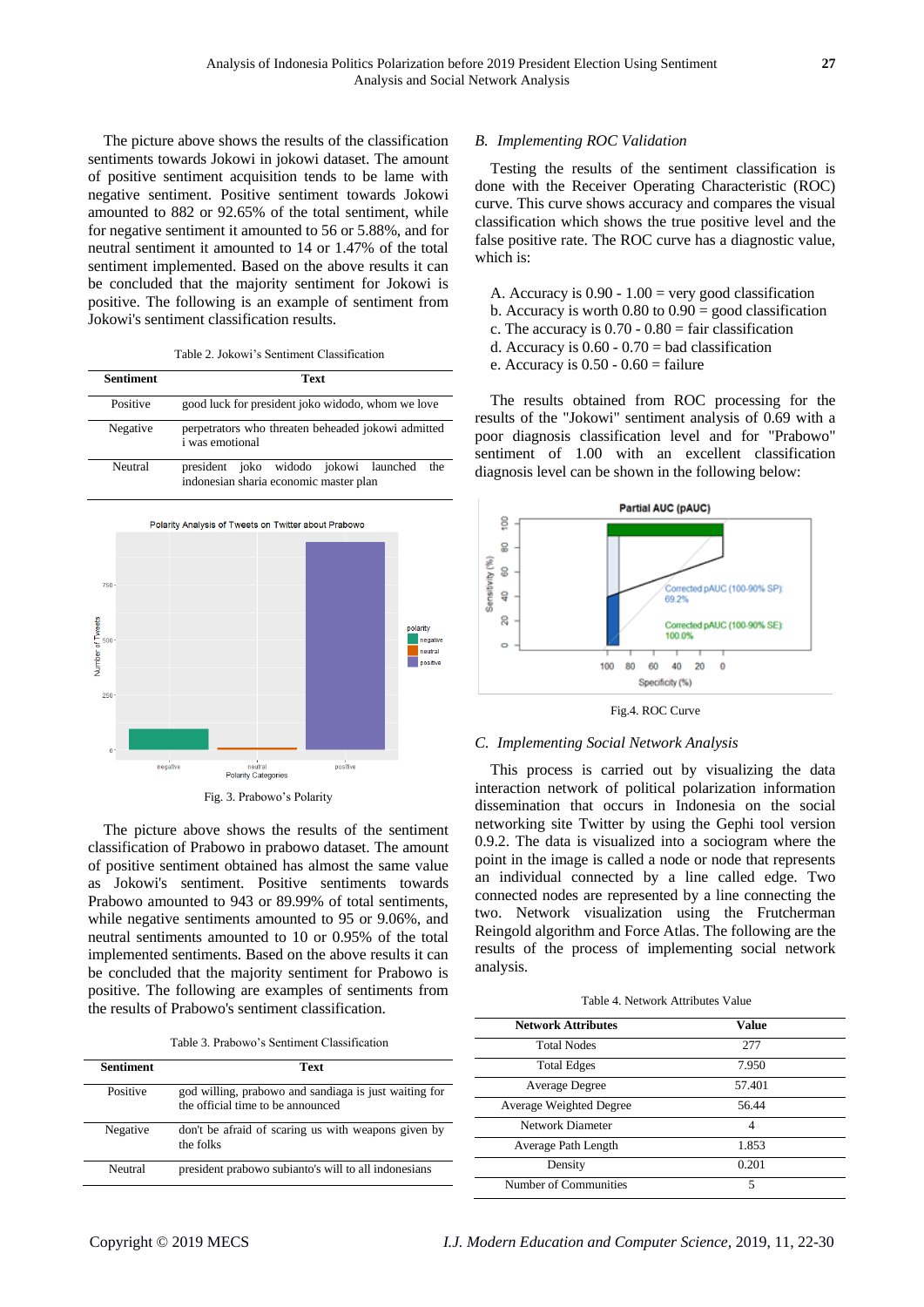The picture above shows the results of the classification sentiments towards Jokowi in jokowi dataset. The amount of positive sentiment acquisition tends to be lame with negative sentiment. Positive sentiment towards Jokowi amounted to 882 or 92.65% of the total sentiment, while for negative sentiment it amounted to 56 or 5.88%, and for neutral sentiment it amounted to 14 or 1.47% of the total sentiment implemented. Based on the above results it can be concluded that the majority sentiment for Jokowi is positive. The following is an example of sentiment from Jokowi's sentiment classification results.

Table 2. Jokowi's Sentiment Classification

| Sentiment | Text |
|---|---|
| Positive | good luck for president joko widodo, whom we love |
| Negative | perpetrators who threaten beheaded jokowi admitted i was emotional |
| Neutral | president joko widodo jokowi launched the indonesian sharia economic master plan |

Fig. 3. Prabowo's Polarity

The picture above shows the results of the sentiment classification of Prabowo in prabowo dataset. The amount of positive sentiment obtained has almost the same value as Jokowi's sentiment. Positive sentiments towards Prabowo amounted to 943 or 89.99% of total sentiments, while negative sentiments amounted to 95 or 9.06%, and neutral sentiments amounted to 10 or 0.95% of the total implemented sentiments. Based on the above results it can be concluded that the majority sentiment for Prabowo is positive. The following are examples of sentiments from the results of Prabowo's sentiment classification.

Table 3. Prabowo's Sentiment Classification

| Sentiment | Text |
|---|---|
| Positive | god willing, prabowo and sandiaga is just waiting for the official time to be announced |
| Negative | don't be afraid of scaring us with weapons given by the folks |
| Neutral | president prabowo subianto's will to all indonesians |

### *B. Implementing ROC Validation*

Testing the results of the sentiment classification is done with the Receiver Operating Characteristic (ROC) curve. This curve shows accuracy and compares the visual classification which shows the true positive level and the false positive rate. The ROC curve has a diagnostic value, which is:

A. Accuracy is 0.90 - 1.00 = very good classification  
b. Accuracy is worth 0.80 to 0.90 = good classification  
c. The accuracy is 0.70 - 0.80 = fair classification  
d. Accuracy is 0.60 - 0.70 = bad classification  
e. Accuracy is 0.50 - 0.60 = failure

The results obtained from ROC processing for the results of the "Jokowi" sentiment analysis of 0.69 with a poor diagnosis classification level and for "Prabowo" sentiment of 1.00 with an excellent classification diagnosis level can be shown in the following below:

Fig.4. ROC Curve

### *C. Implementing Social Network Analysis*

This process is carried out by visualizing the data interaction network of political polarization information dissemination that occurs in Indonesia on the social networking site Twitter by using the Gephi tool version 0.9.2. The data is visualized into a sociogram where the point in the image is called a node or node that represents an individual connected by a line called edge. Two connected nodes are represented by a line connecting the two. Network visualization using the Frutcherman Reingold algorithm and Force Atlas. The following are the results of the process of implementing social network analysis.

Table 4. Network Attributes Value

| Network Attributes | Value |
|---|---|
| Total Nodes | 277 |
| Total Edges | 7.950 |
| Average Degree | 57.401 |
| Average Weighted Degree | 56.44 |
| Network Diameter | 4 |
| Average Path Length | 1.853 |
| Density | 0.201 |
| Number of Communities | 5 |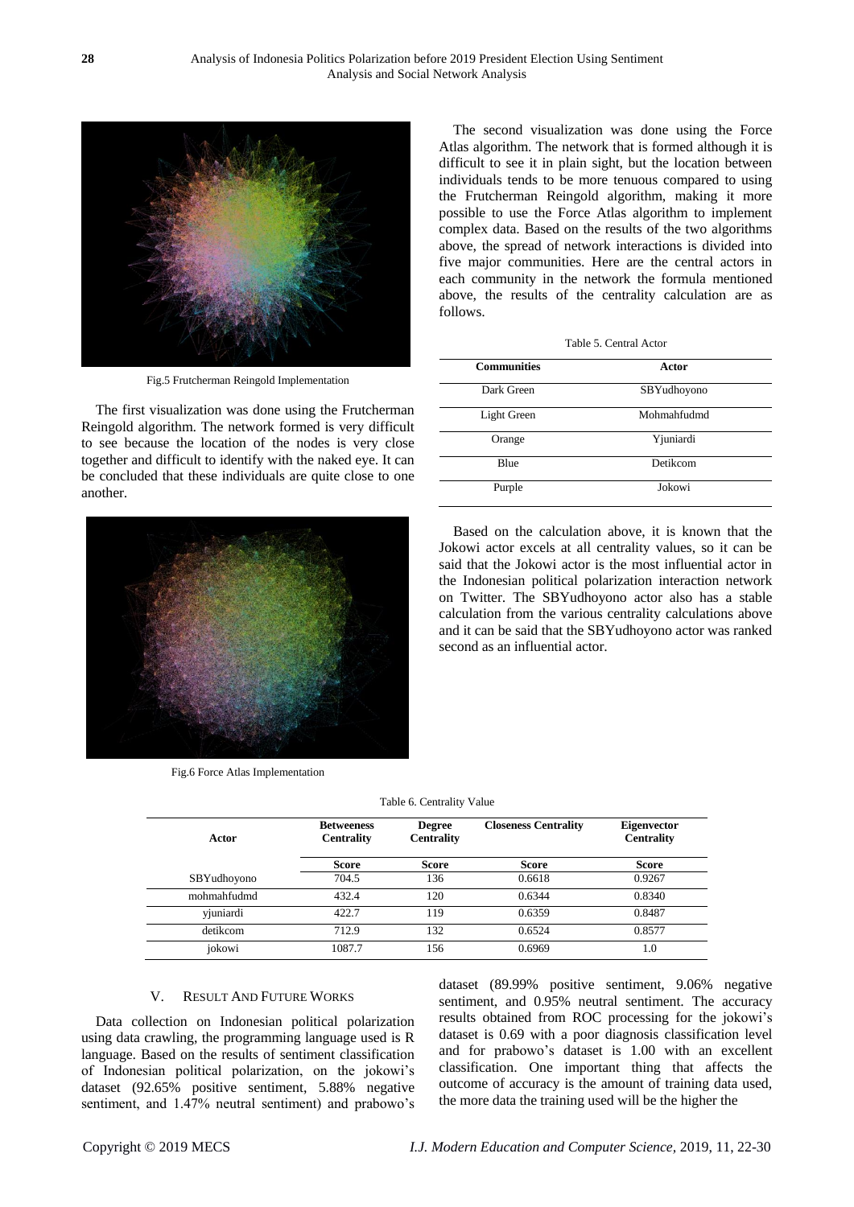Fig.5 Frutcherman Reingold Implementation

The first visualization was done using the Frutcherman Reingold algorithm. The network formed is very difficult to see because the location of the nodes is very close together and difficult to identify with the naked eye. It can be concluded that these individuals are quite close to one another.

Fig.6 Force Atlas Implementation

The second visualization was done using the Force Atlas algorithm. The network that is formed although it is difficult to see it in plain sight, but the location between individuals tends to be more tenuous compared to using the Frutcherman Reingold algorithm, making it more possible to use the Force Atlas algorithm to implement complex data. Based on the results of the two algorithms above, the spread of network interactions is divided into five major communities. Here are the central actors in each community in the network the formula mentioned above, the results of the centrality calculation are as follows.

Table 5. Central Actor

| Communities | Actor |
|---|---|
| Dark Green | SBYudhoyono |
| Light Green | Mohmahfudmd |
| Orange | Yjuniardi |
| Blue | Detikcom |
| Purple | Jokowi |

Based on the calculation above, it is known that the Jokowi actor excels at all centrality values, so it can be said that the Jokowi actor is the most influential actor in the Indonesian political polarization interaction network on Twitter. The SBYudhoyono actor also has a stable calculation from the various centrality calculations above and it can be said that the SBYudhoyono actor was ranked second as an influential actor.

Table 6. Centrality Value

| Actor | Betweeness Centrality | Degree Centrality | Closeness Centrality | Eigenvector Centrality |
|---|---|---|---|---|
| | Score | Score | Score | Score |
| SBYudhoyono | 704.5 | 136 | 0.6618 | 0.9267 |
| mohmahfudmd | 432.4 | 120 | 0.6344 | 0.8340 |
| yjuniardi | 422.7 | 119 | 0.6359 | 0.8487 |
| detikcom | 712.9 | 132 | 0.6524 | 0.8577 |
| jokowi | 1087.7 | 156 | 0.6969 | 1.0 |

## V. Result And Future Works

Data collection on Indonesian political polarization using data crawling, the programming language used is R language. Based on the results of sentiment classification of Indonesian political polarization, on the jokowi's dataset (92.65% positive sentiment, 5.88% negative sentiment, and 1.47% neutral sentiment) and prabowo's dataset (89.99% positive sentiment, 9.06% negative sentiment, and 0.95% neutral sentiment. The accuracy results obtained from ROC processing for the jokowi's dataset is 0.69 with a poor diagnosis classification level and for prabowo's dataset is 1.00 with an excellent classification. One important thing that affects the outcome of accuracy is the amount of training data used, the more data the training used will be the higher the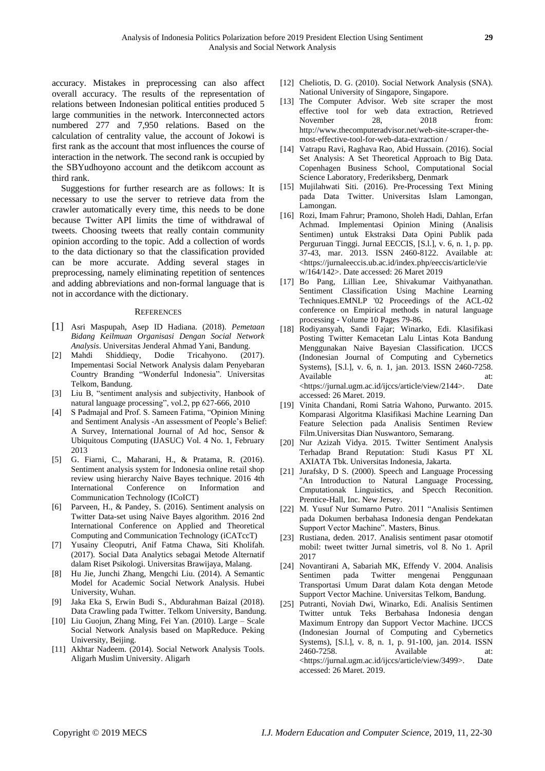accuracy. Mistakes in preprocessing can also affect overall accuracy. The results of the representation of relations between Indonesian political entities produced 5 large communities in the network. Interconnected actors numbered 277 and 7,950 relations. Based on the calculation of centrality value, the account of Jokowi is first rank as the account that most influences the course of interaction in the network. The second rank is occupied by the SBYudhoyono account and the detikcom account as third rank.

Suggestions for further research are as follows: It is necessary to use the server to retrieve data from the crawler automatically every time, this needs to be done because Twitter API limits the time of withdrawal of tweets. Choosing tweets that really contain community opinion according to the topic. Add a collection of words to the data dictionary so that the classification provided can be more accurate. Adding several stages in preprocessing, namely eliminating repetition of sentences and adding abbreviations and non-formal language that is not in accordance with the dictionary.

## REFERENCES

[1] Asri Maspupah, Asep ID Hadiana. (2018). *Pemetaan Bidang Keilmuan Organisasi Dengan Social Network Analysis*. Universitas Jenderal Ahmad Yani, Bandung.

[2] Mahdi Shiddieqy, Dodie Tricahyono. (2017). Impementasi Social Network Analysis dalam Penyebaran Country Branding "Wonderful Indonesia". Universitas Telkom, Bandung.

[3] Liu B, "sentiment analysis and subjectivity, Hanbook of natural language processing", vol.2, pp 627-666, 2010

[4] S Padmajal and Prof. S. Sameen Fatima, "Opinion Mining and Sentiment Analysis -An assessment of People's Belief: A Survey, International Journal of Ad hoc, Sensor & Ubiquitous Computing (IJASUC) Vol. 4 No. 1, February 2013

[5] G. Fiarni, C., Maharani, H., & Pratama, R. (2016). Sentiment analysis system for Indonesia online retail shop review using hierarchy Naive Bayes technique. 2016 4th International Conference on Information and Communication Technology (ICoICT)

[6] Parveen, H., & Pandey, S. (2016). Sentiment analysis on Twitter Data-set using Naive Bayes algorithm. 2016 2nd International Conference on Applied and Theoretical Computing and Communication Technology (iCATccT)

[7] Yusainy Cleoputri, Anif Fatma Chawa, Siti Kholifah. (2017). Social Data Analytics sebagai Metode Alternatif dalam Riset Psikologi. Universitas Brawijaya, Malang.

[8] Hu Jie, Junchi Zhang, Mengchi Liu. (2014). A Semantic Model for Academic Social Network Analysis. Hubei University, Wuhan.

[9] Jaka Eka S, Erwin Budi S., Abdurahman Baizal (2018). Data Crawling pada Twitter. Telkom University, Bandung.

[10] Liu Guojun, Zhang Ming, Fei Yan. (2010). Large – Scale Social Network Analysis based on MapReduce. Peking University, Beijing.

[11] Akhtar Nadeem. (2014). Social Network Analysis Tools. Aligarh Muslim University. Aligarh

[12] Cheliotis, D. G. (2010). Social Network Analysis (SNA). National University of Singapore, Singapore.

[13] The Computer Advisor. Web site scraper the most effective tool for web data extraction, Retrieved November 28, 2018 from: http://www.thecomputeradvisor.net/web-site-scraper-the-most-effective-tool-for-web-data-extraction /

[14] Vatrapu Ravi, Raghava Rao, Abid Hussain. (2016). Social Set Analysis: A Set Theoretical Approach to Big Data. Copenhagen Business School, Computational Social Science Laboratory, Frederiksberg, Denmark

[15] Mujilahwati Siti. (2016). Pre-Processing Text Mining pada Data Twitter. Universitas Islam Lamongan, Lamongan.

[16] Rozi, Imam Fahrur; Pramono, Sholeh Hadi, Dahlan, Erfan Achmad. Implementasi Opinion Mining (Analisis Sentimen) untuk Ekstraksi Data Opini Publik pada Perguruan Tinggi. Jurnal EECCIS, [S.l.], v. 6, n. 1, p. pp. 37-43, mar. 2013. ISSN 2460-8122. Available at: <https://jurnaleeccis.ub.ac.id/index.php/eeccis/article/view/164/142>. Date accessed: 26 Maret 2019

[17] Bo Pang, Lillian Lee, Shivakumar Vaithyanathan. Sentiment Classification Using Machine Learning Techniques.EMNLP '02 Proceedings of the ACL-02 conference on Empirical methods in natural language processing - Volume 10 Pages 79-86.

[18] Rodiyansyah, Sandi Fajar; Winarko, Edi. Klasifikasi Posting Twitter Kemacetan Lalu Lintas Kota Bandung Menggunakan Naive Bayesian Classification. IJCCS (Indonesian Journal of Computing and Cybernetics Systems), [S.l.], v. 6, n. 1, jan. 2013. ISSN 2460-7258. Available at: <https://jurnal.ugm.ac.id/ijccs/article/view/2144>. Date accessed: 26 Maret. 2019.

[19] Vinita Chandani, Romi Satria Wahono, Purwanto. 2015. Komparasi Algoritma Klasifikasi Machine Learning Dan Feature Selection pada Analisis Sentimen Review Film.Universitas Dian Nuswantoro, Semarang.

[20] Nur Azizah Vidya. 2015. Twitter Sentiment Analysis Terhadap Brand Reputation: Studi Kasus PT XL AXIATA Tbk. Universitas Indonesia, Jakarta.

[21] Jurafsky, D S. (2000). Speech and Language Processing "An Introduction to Natural Language Processing, Cmputationak Linguistics, and Specch Reconition. Prentice-Hall, Inc. New Jersey.

[22] M. Yusuf Nur Sumarno Putro. 2011 "Analisis Sentimen pada Dokumen berbahasa Indonesia dengan Pendekatan Support Vector Machine". Masters, Binus.

[23] Rustiana, deden. 2017. Analisis sentiment pasar otomotif mobil: tweet twitter Jurnal simetris, vol 8. No 1. April 2017

[24] Novantirani A, Sabariah MK, Effendy V. 2004. Analisis Sentimen pada Twitter mengenai Penggunaan Transportasi Umum Darat dalam Kota dengan Metode Support Vector Machine. Universitas Telkom, Bandung.

[25] Putranti, Noviah Dwi, Winarko, Edi. Analisis Sentimen Twitter untuk Teks Berbahasa Indonesia dengan Maximum Entropy dan Support Vector Machine. IJCCS (Indonesian Journal of Computing and Cybernetics Systems), [S.l.], v. 8, n. 1, p. 91-100, jan. 2014. ISSN 2460-7258. Available at: <https://jurnal.ugm.ac.id/ijccs/article/view/3499>. Date accessed: 26 Maret. 2019.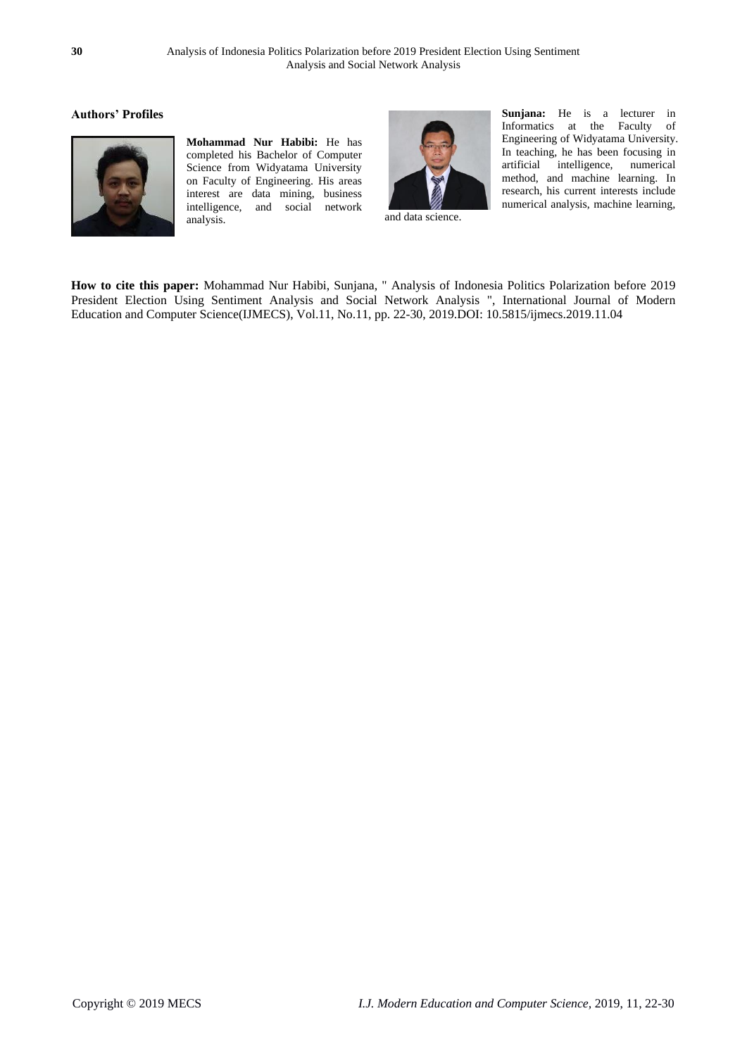**Authors' Profiles**

**Mohammad Nur Habibi:** He has completed his Bachelor of Computer Science from Widyatama University on Faculty of Engineering. His areas interest are data mining, business intelligence, and social network analysis.

**Sunjana:** He is a lecturer in Informatics at the Faculty of Engineering of Widyatama University. In teaching, he has been focusing in artificial intelligence, numerical method, and machine learning. In research, his current interests include numerical analysis, machine learning, and data science.

**How to cite this paper:** Mohammad Nur Habibi, Sunjana, " Analysis of Indonesia Politics Polarization before 2019 President Election Using Sentiment Analysis and Social Network Analysis ", International Journal of Modern Education and Computer Science(IJMECS), Vol.11, No.11, pp. 22-30, 2019.DOI: 10.5815/ijmecs.2019.11.04